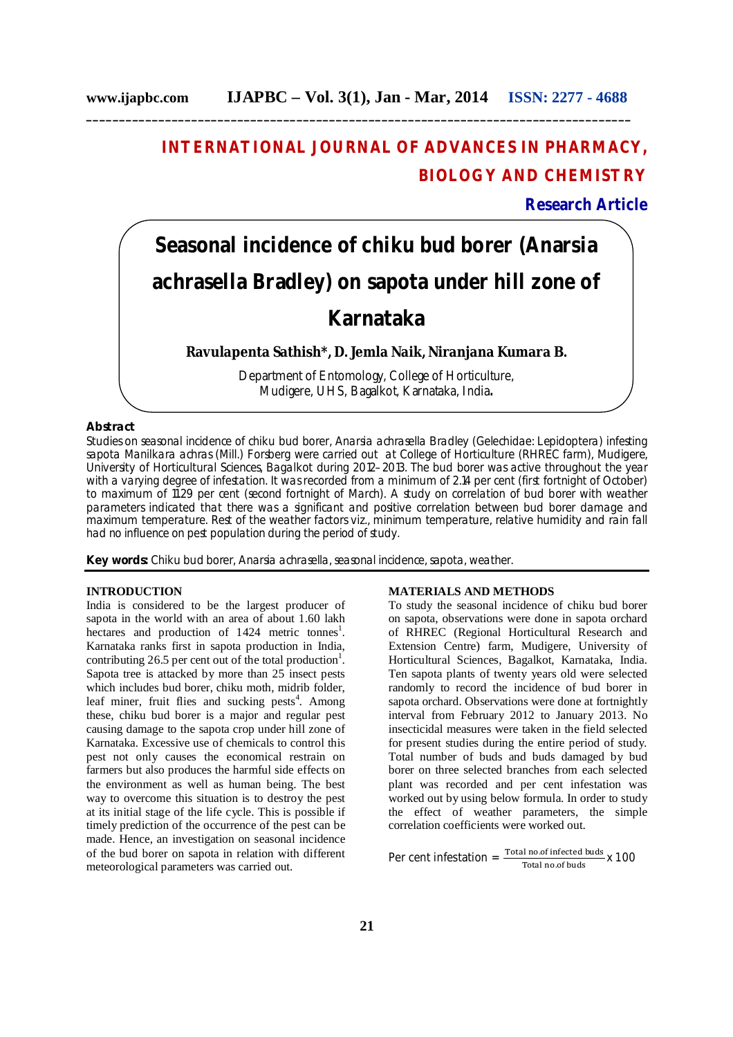# INTERNATIONAL JOURNAL OF ADVANCES IN PHARMACY, BIOLOGY AND CHEMISTRY

**Research Article**

# Seasonal incidence of chiku bud borer (Anarsia achrasella Bradley) on sapota under hill zone of Karnataka

**Ravulapenta Sathish\*, D. Jemla Naik, Niranjana Kumara B.**

Department of Entomology, College of Horticulture, Mudigere, UHS, Bagalkot, Karnataka, India**.**

## Abstract

Studies on seasonal incidence of chiku bud borer, *Anarsia achrasella* Bradley (Gelechidae: Lepidoptera) infesting sapota *Manilkara achras* (Mill.) Forsberg were carried out at College of Horticulture (RHREC farm), Mudigere, University of Horticultural Sciences, Bagalkot during 2012–2013. The bud borer was active throughout the year with a varying degree of infestation. It was recorded from a minimum of 2.14 per cent (first fortnight of October) to maximum of 11.29 per cent (second fortnight of March). A study on correlation of bud borer with weather parameters indicated that there was a significant and positive correlation between bud borer damage and maximum temperature. Rest of the weather factors viz., minimum temperature, relative humidity and rain fall had no influence on pest population during the period of study.

**Key words:** Chiku bud borer, *Anarsia achrasella*, seasonal incidence, sapota, weather.

## INTRODUCTION

India is considered to be the largest producer of sapota in the world with an area of about 1.60 lakh hectares and production of 1424 metric tonnes[1]. Karnataka ranks first in sapota production in India, contributing 26.5 per cent out of the total production[1]. Sapota tree is attacked by more than 25 insect pests which includes bud borer, chiku moth, midrib folder, leaf miner, fruit flies and sucking pests[4]. Among these, chiku bud borer is a major and regular pest causing damage to the sapota crop under hill zone of Karnataka. Excessive use of chemicals to control this pest not only causes the economical restrain on farmers but also produces the harmful side effects on the environment as well as human being. The best way to overcome this situation is to destroy the pest at its initial stage of the life cycle. This is possible if timely prediction of the occurrence of the pest can be made. Hence, an investigation on seasonal incidence of the bud borer on sapota in relation with different meteorological parameters was carried out.

## MATERIALS AND METHODS

To study the seasonal incidence of chiku bud borer on sapota, observations were done in sapota orchard of RHREC (Regional Horticultural Research and Extension Centre) farm, Mudigere, University of Horticultural Sciences, Bagalkot, Karnataka, India. Ten sapota plants of twenty years old were selected randomly to record the incidence of bud borer in sapota orchard. Observations were done at fortnightly interval from February 2012 to January 2013. No insecticidal measures were taken in the field selected for present studies during the entire period of study. Total number of buds and buds damaged by bud borer on three selected branches from each selected plant was recorded and per cent infestation was worked out by using below formula. In order to study the effect of weather parameters, the simple correlation coefficients were worked out.

$$\text{Per cent infestation} = \frac{\text{Total no.of infected buds}}{\text{Total no.of buds}} \times 100$$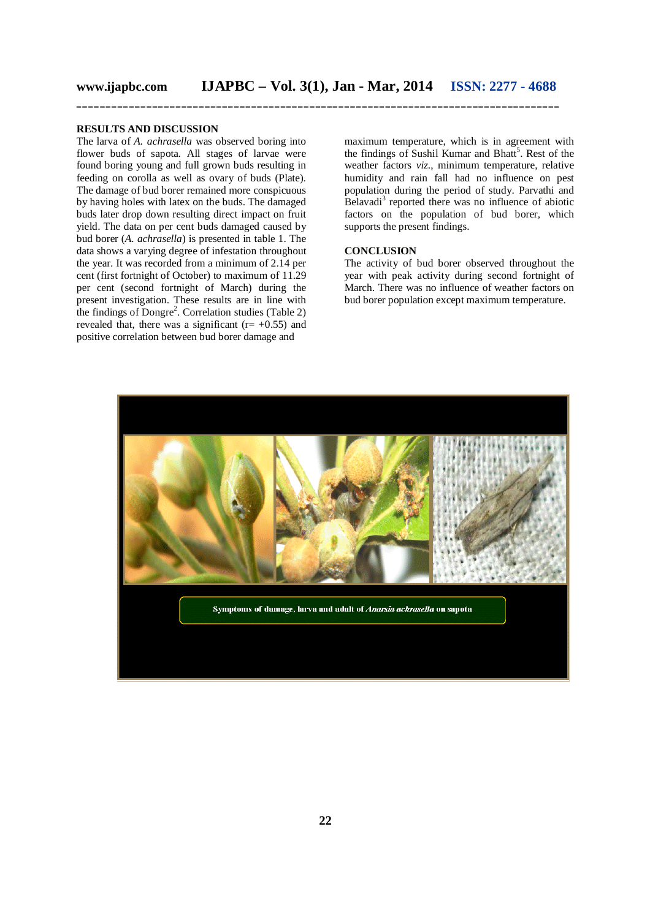## RESULTS AND DISCUSSION

The larva of *A. achrasella* was observed boring into flower buds of sapota. All stages of larvae were found boring young and full grown buds resulting in feeding on corolla as well as ovary of buds (Plate). The damage of bud borer remained more conspicuous by having holes with latex on the buds. The damaged buds later drop down resulting direct impact on fruit yield. The data on per cent buds damaged caused by bud borer (*A. achrasella*) is presented in table 1. The data shows a varying degree of infestation throughout the year. It was recorded from a minimum of 2.14 per cent (first fortnight of October) to maximum of 11.29 per cent (second fortnight of March) during the present investigation. These results are in line with the findings of Dongre[2]. Correlation studies (Table 2) revealed that, there was a significant (r= +0.55) and positive correlation between bud borer damage and maximum temperature, which is in agreement with the findings of Sushil Kumar and Bhatt[5]. Rest of the weather factors *viz.*, minimum temperature, relative humidity and rain fall had no influence on pest population during the period of study. Parvathi and Belavadi[3] reported there was no influence of abiotic factors on the population of bud borer, which supports the present findings.

## CONCLUSION

The activity of bud borer observed throughout the year with peak activity during second fortnight of March. There was no influence of weather factors on bud borer population except maximum temperature.

Symptoms of damage, larva and adult of *Anarsia achrasella* on sapota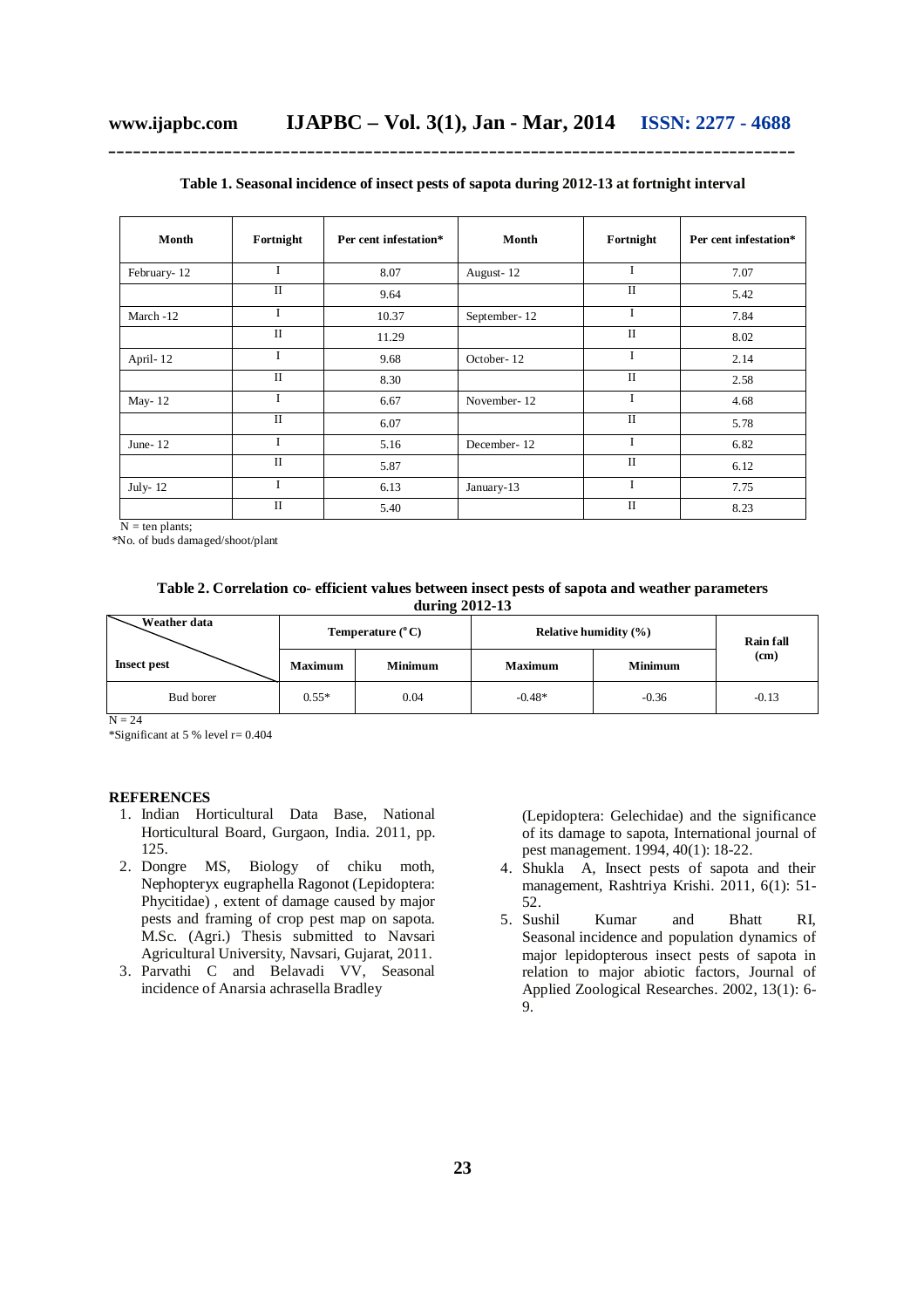**Table 1. Seasonal incidence of insect pests of sapota during 2012-13 at fortnight interval**

| Month | Fortnight | Per cent infestation* | Month | Fortnight | Per cent infestation* |
|---|---|---|---|---|---|
| February- 12 | I | 8.07 | August- 12 | I | 7.07 |
| | II | 9.64 | | II | 5.42 |
| March -12 | I | 10.37 | September- 12 | I | 7.84 |
| | II | 11.29 | | II | 8.02 |
| April- 12 | I | 9.68 | October- 12 | I | 2.14 |
| | II | 8.30 | | II | 2.58 |
| May- 12 | I | 6.67 | November- 12 | I | 4.68 |
| | II | 6.07 | | II | 5.78 |
| June- 12 | I | 5.16 | December- 12 | I | 6.82 |
| | II | 5.87 | | II | 6.12 |
| July- 12 | I | 6.13 | January-13 | I | 7.75 |
| | II | 5.40 | | II | 8.23 |

N = ten plants;
*No. of buds damaged/shoot/plant

**Table 2. Correlation co- efficient values between insect pests of sapota and weather parameters during 2012-13**

| Weather data / Insect pest | Temperature (°C) | | Relative humidity (%) | | Rain fall (cm) |
|---|---|---|---|---|---|
| | Maximum | Minimum | Maximum | Minimum | |
| Bud borer | 0.55* | 0.04 | -0.48* | -0.36 | -0.13 |

N = 24
*Significant at 5 % level r= 0.404

## REFERENCES

1. Indian Horticultural Data Base, National Horticultural Board, Gurgaon, India. 2011, pp. 125.
2. Dongre MS, Biology of chiku moth, Nephopteryx eugraphella Ragonot (Lepidoptera: Phycitidae) , extent of damage caused by major pests and framing of crop pest map on sapota. M.Sc. (Agri.) Thesis submitted to Navsari Agricultural University, Navsari, Gujarat, 2011.
3. Parvathi C and Belavadi VV, Seasonal incidence of Anarsia achrasella Bradley (Lepidoptera: Gelechidae) and the significance of its damage to sapota, International journal of pest management. 1994, 40(1): 18-22.
4. Shukla A, Insect pests of sapota and their management, Rashtriya Krishi. 2011, 6(1): 51-52.
5. Sushil Kumar and Bhatt RI, Seasonal incidence and population dynamics of major lepidopterous insect pests of sapota in relation to major abiotic factors, Journal of Applied Zoological Researches. 2002, 13(1): 6-9.